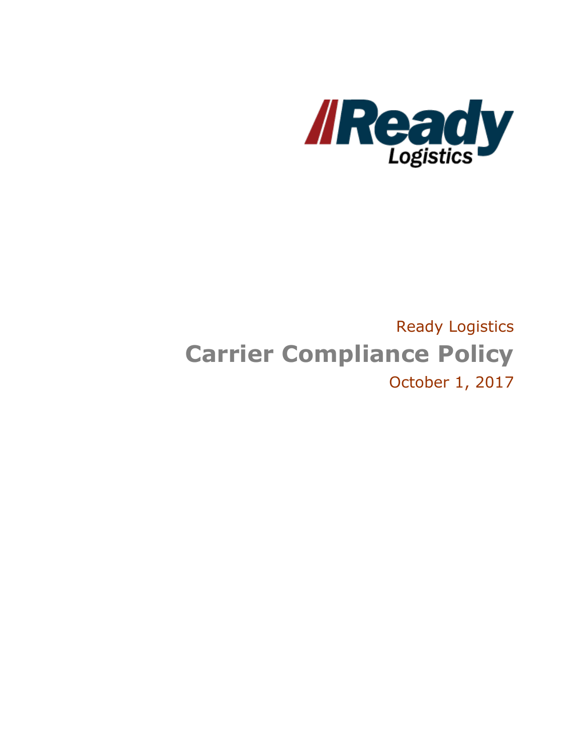Ready Logistics

# Carrier Compliance Policy

October 1, 2017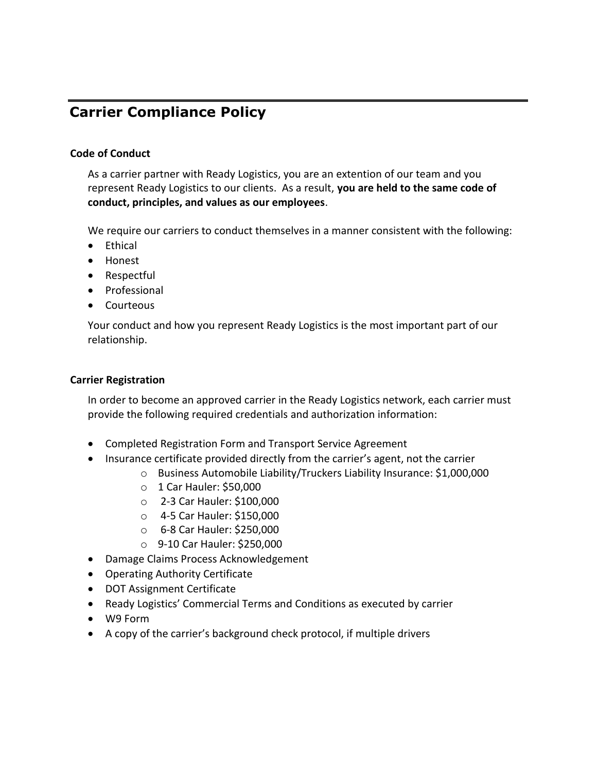## Carrier Compliance Policy

### Code of Conduct

As a carrier partner with Ready Logistics, you are an extention of our team and you represent Ready Logistics to our clients. As a result, **you are held to the same code of conduct, principles, and values as our employees**.

We require our carriers to conduct themselves in a manner consistent with the following:

- Ethical
- Honest
- Respectful
- Professional
- Courteous

Your conduct and how you represent Ready Logistics is the most important part of our relationship.

### Carrier Registration

In order to become an approved carrier in the Ready Logistics network, each carrier must provide the following required credentials and authorization information:

- Completed Registration Form and Transport Service Agreement
- Insurance certificate provided directly from the carrier's agent, not the carrier
  - Business Automobile Liability/Truckers Liability Insurance: $1,000,000
  - 1 Car Hauler: $50,000
  - 2-3 Car Hauler: $100,000
  - 4-5 Car Hauler: $150,000
  - 6-8 Car Hauler: $250,000
  - 9-10 Car Hauler: $250,000
- Damage Claims Process Acknowledgement
- Operating Authority Certificate
- DOT Assignment Certificate
- Ready Logistics' Commercial Terms and Conditions as executed by carrier
- W9 Form
- A copy of the carrier's background check protocol, if multiple drivers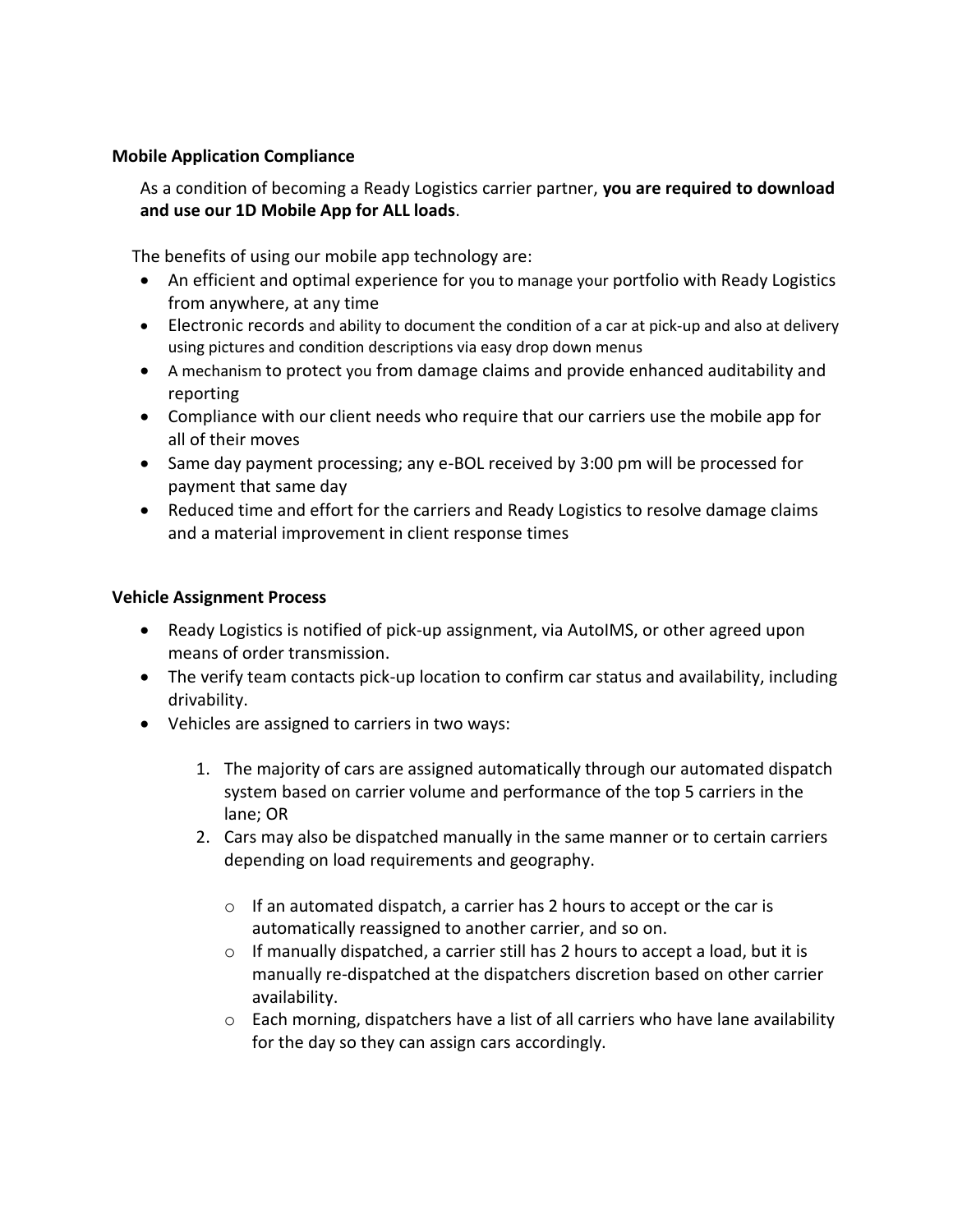**Mobile Application Compliance**

As a condition of becoming a Ready Logistics carrier partner, **you are required to download and use our 1D Mobile App for ALL loads**.

The benefits of using our mobile app technology are:

- An efficient and optimal experience for you to manage your portfolio with Ready Logistics from anywhere, at any time
- Electronic records and ability to document the condition of a car at pick-up and also at delivery using pictures and condition descriptions via easy drop down menus
- A mechanism to protect you from damage claims and provide enhanced auditability and reporting
- Compliance with our client needs who require that our carriers use the mobile app for all of their moves
- Same day payment processing; any e-BOL received by 3:00 pm will be processed for payment that same day
- Reduced time and effort for the carriers and Ready Logistics to resolve damage claims and a material improvement in client response times

**Vehicle Assignment Process**

- Ready Logistics is notified of pick-up assignment, via AutoIMS, or other agreed upon means of order transmission.
- The verify team contacts pick-up location to confirm car status and availability, including drivability.
- Vehicles are assigned to carriers in two ways:

    1. The majority of cars are assigned automatically through our automated dispatch system based on carrier volume and performance of the top 5 carriers in the lane; OR
    2. Cars may also be dispatched manually in the same manner or to certain carriers depending on load requirements and geography.

        - If an automated dispatch, a carrier has 2 hours to accept or the car is automatically reassigned to another carrier, and so on.
        - If manually dispatched, a carrier still has 2 hours to accept a load, but it is manually re-dispatched at the dispatchers discretion based on other carrier availability.
        - Each morning, dispatchers have a list of all carriers who have lane availability for the day so they can assign cars accordingly.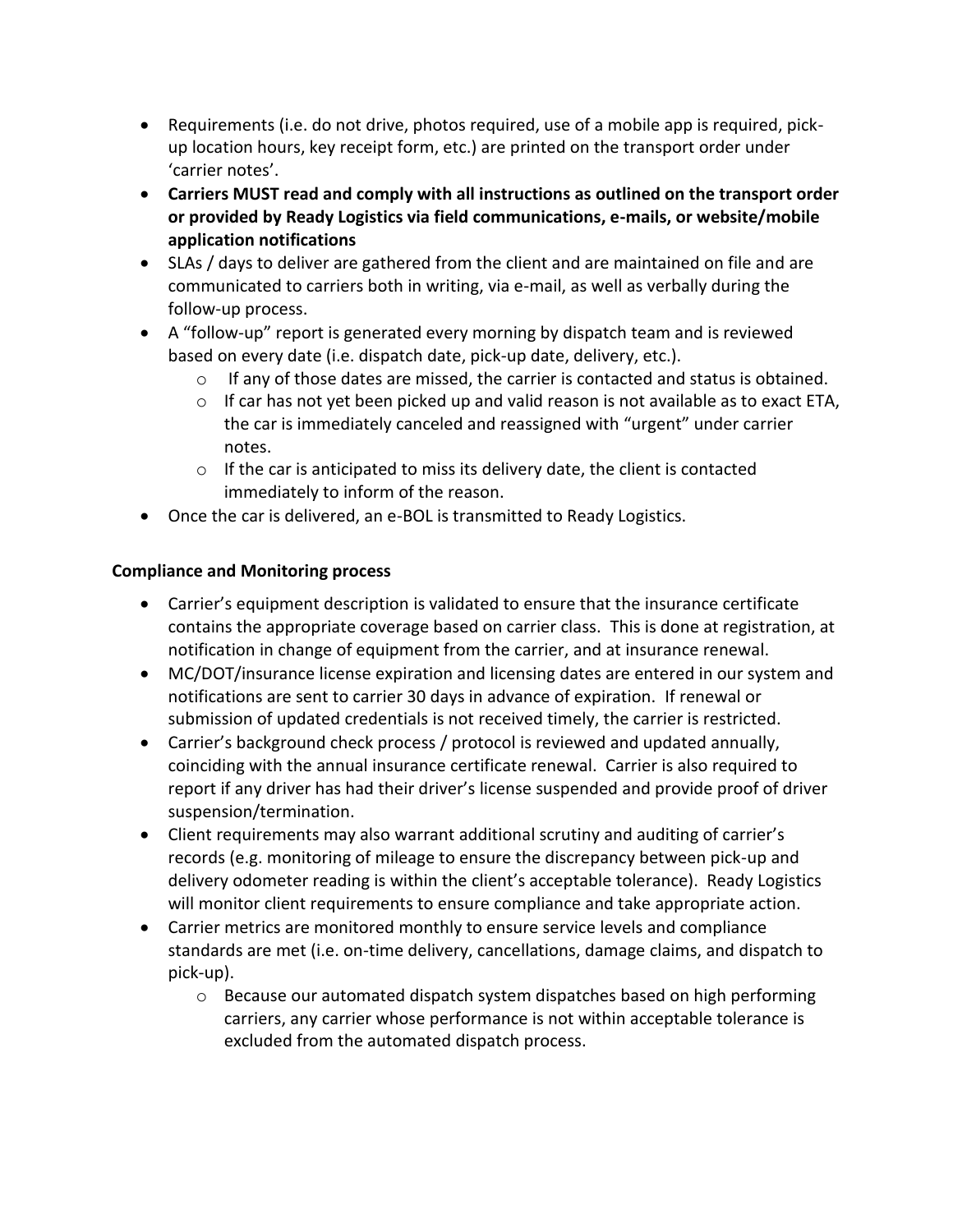- Requirements (i.e. do not drive, photos required, use of a mobile app is required, pick-up location hours, key receipt form, etc.) are printed on the transport order under 'carrier notes'.
- **Carriers MUST read and comply with all instructions as outlined on the transport order or provided by Ready Logistics via field communications, e-mails, or website/mobile application notifications**
- SLAs / days to deliver are gathered from the client and are maintained on file and are communicated to carriers both in writing, via e-mail, as well as verbally during the follow-up process.
- A "follow-up" report is generated every morning by dispatch team and is reviewed based on every date (i.e. dispatch date, pick-up date, delivery, etc.).
  - If any of those dates are missed, the carrier is contacted and status is obtained.
  - If car has not yet been picked up and valid reason is not available as to exact ETA, the car is immediately canceled and reassigned with "urgent" under carrier notes.
  - If the car is anticipated to miss its delivery date, the client is contacted immediately to inform of the reason.
- Once the car is delivered, an e-BOL is transmitted to Ready Logistics.

**Compliance and Monitoring process**

- Carrier's equipment description is validated to ensure that the insurance certificate contains the appropriate coverage based on carrier class. This is done at registration, at notification in change of equipment from the carrier, and at insurance renewal.
- MC/DOT/insurance license expiration and licensing dates are entered in our system and notifications are sent to carrier 30 days in advance of expiration. If renewal or submission of updated credentials is not received timely, the carrier is restricted.
- Carrier's background check process / protocol is reviewed and updated annually, coinciding with the annual insurance certificate renewal. Carrier is also required to report if any driver has had their driver's license suspended and provide proof of driver suspension/termination.
- Client requirements may also warrant additional scrutiny and auditing of carrier's records (e.g. monitoring of mileage to ensure the discrepancy between pick-up and delivery odometer reading is within the client's acceptable tolerance). Ready Logistics will monitor client requirements to ensure compliance and take appropriate action.
- Carrier metrics are monitored monthly to ensure service levels and compliance standards are met (i.e. on-time delivery, cancellations, damage claims, and dispatch to pick-up).
  - Because our automated dispatch system dispatches based on high performing carriers, any carrier whose performance is not within acceptable tolerance is excluded from the automated dispatch process.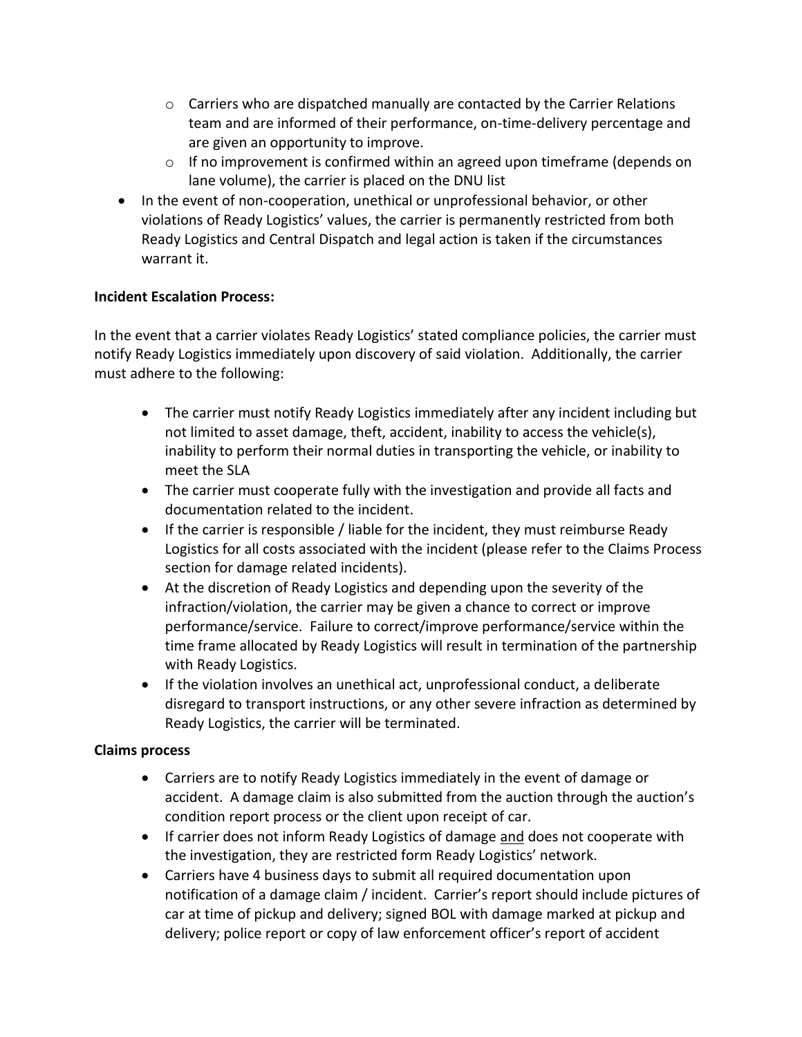- Carriers who are dispatched manually are contacted by the Carrier Relations team and are informed of their performance, on-time-delivery percentage and are given an opportunity to improve.
  - If no improvement is confirmed within an agreed upon timeframe (depends on lane volume), the carrier is placed on the DNU list
- In the event of non-cooperation, unethical or unprofessional behavior, or other violations of Ready Logistics' values, the carrier is permanently restricted from both Ready Logistics and Central Dispatch and legal action is taken if the circumstances warrant it.

**Incident Escalation Process:**

In the event that a carrier violates Ready Logistics' stated compliance policies, the carrier must notify Ready Logistics immediately upon discovery of said violation. Additionally, the carrier must adhere to the following:

- The carrier must notify Ready Logistics immediately after any incident including but not limited to asset damage, theft, accident, inability to access the vehicle(s), inability to perform their normal duties in transporting the vehicle, or inability to meet the SLA
- The carrier must cooperate fully with the investigation and provide all facts and documentation related to the incident.
- If the carrier is responsible / liable for the incident, they must reimburse Ready Logistics for all costs associated with the incident (please refer to the Claims Process section for damage related incidents).
- At the discretion of Ready Logistics and depending upon the severity of the infraction/violation, the carrier may be given a chance to correct or improve performance/service. Failure to correct/improve performance/service within the time frame allocated by Ready Logistics will result in termination of the partnership with Ready Logistics.
- If the violation involves an unethical act, unprofessional conduct, a deliberate disregard to transport instructions, or any other severe infraction as determined by Ready Logistics, the carrier will be terminated.

**Claims process**

- Carriers are to notify Ready Logistics immediately in the event of damage or accident. A damage claim is also submitted from the auction through the auction's condition report process or the client upon receipt of car.
- If carrier does not inform Ready Logistics of damage <u>and</u> does not cooperate with the investigation, they are restricted form Ready Logistics' network.
- Carriers have 4 business days to submit all required documentation upon notification of a damage claim / incident. Carrier's report should include pictures of car at time of pickup and delivery; signed BOL with damage marked at pickup and delivery; police report or copy of law enforcement officer's report of accident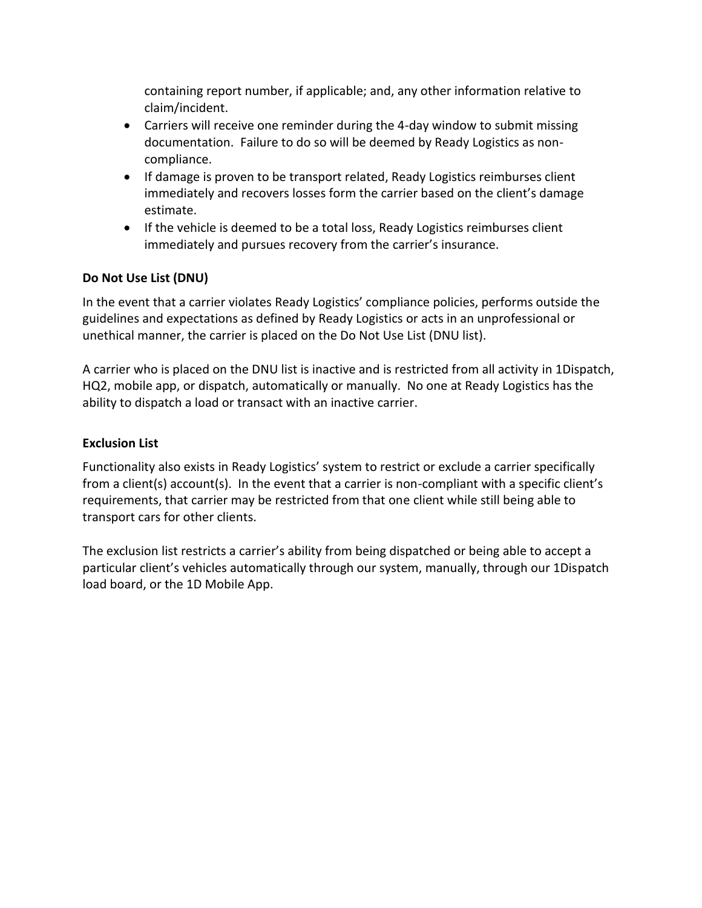containing report number, if applicable; and, any other information relative to claim/incident.

- Carriers will receive one reminder during the 4-day window to submit missing documentation. Failure to do so will be deemed by Ready Logistics as non-compliance.
- If damage is proven to be transport related, Ready Logistics reimburses client immediately and recovers losses form the carrier based on the client's damage estimate.
- If the vehicle is deemed to be a total loss, Ready Logistics reimburses client immediately and pursues recovery from the carrier's insurance.

**Do Not Use List (DNU)**

In the event that a carrier violates Ready Logistics' compliance policies, performs outside the guidelines and expectations as defined by Ready Logistics or acts in an unprofessional or unethical manner, the carrier is placed on the Do Not Use List (DNU list).

A carrier who is placed on the DNU list is inactive and is restricted from all activity in 1Dispatch, HQ2, mobile app, or dispatch, automatically or manually. No one at Ready Logistics has the ability to dispatch a load or transact with an inactive carrier.

**Exclusion List**

Functionality also exists in Ready Logistics' system to restrict or exclude a carrier specifically from a client(s) account(s). In the event that a carrier is non-compliant with a specific client's requirements, that carrier may be restricted from that one client while still being able to transport cars for other clients.

The exclusion list restricts a carrier's ability from being dispatched or being able to accept a particular client's vehicles automatically through our system, manually, through our 1Dispatch load board, or the 1D Mobile App.